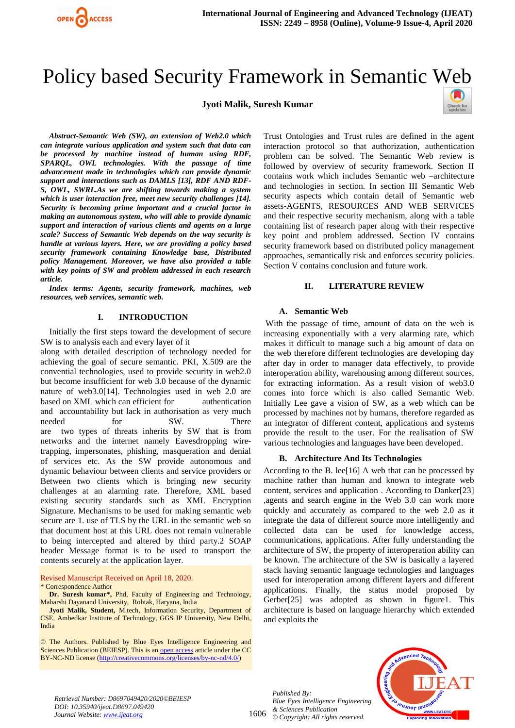# Policy based Security Framework in Semantic Web

**Jyoti Malik, Suresh Kumar**

***Abstract-Semantic Web (SW), an extension of Web2.0 which can integrate various application and system such that data can be processed by machine instead of human using RDF, SPARQL, OWL technologies. With the passage of time advancement made in technologies which can provide dynamic support and interactions such as DAMLS [13], RDF AND RDF-S, OWL, SWRL.As we are shifting towards making a system which is user interaction free, meet new security challenges [14]. Security is becoming prime important and a crucial factor in making an autonomous system, who will able to provide dynamic support and interaction of various clients and agents on a large scale? Success of Semantic Web depends on the way security is handle at various layers. Here, we are providing a policy based security framework containing Knowledge base, Distributed policy Management. Moreover, we have also provided a table with key points of SW and problem addressed in each research article.***

***Index terms: Agents, security framework, machines, web resources, web services, semantic web.***

## I. INTRODUCTION

Initially the first steps toward the development of secure SW is to analysis each and every layer of it along with detailed description of technology needed for achieving the goal of secure semantic. PKI, X.509 are the convential technologies, used to provide security in web2.0 but become insufficient for web 3.0 because of the dynamic nature of web3.0[14]. Technologies used in web 2.0 are based on XML which can efficient for authentication and accountability but lack in authorisation as very much needed for SW. There are two types of threats inherits by SW that is from networks and the internet namely Eavesdropping wire-trapping, impersonates, phishing, masqueration and denial of services etc. As the SW provide autonomous and dynamic behaviour between clients and service providers or Between two clients which is bringing new security challenges at an alarming rate. Therefore, XML based existing security standards such as XML Encryption Signature. Mechanisms to be used for making semantic web secure are 1. use of TLS by the URL in the semantic web so that document host at this URL does not remain vulnerable to being intercepted and altered by third party.2 SOAP header Message format is to be used to transport the contents securely at the application layer.

Revised Manuscript Received on April 18, 2020.

\* Correspondence Author

**Dr. Suresh kumar\***, Phd, Faculty of Engineering and Technology, Maharshi Dayanand University, Rohtak, Haryana, India

**Jyoti Malik, Student,** M.tech, Information Security, Department of CSE, Ambedkar Institute of Technology, GGS IP University, New Delhi, India

© The Authors. Published by Blue Eyes Intelligence Engineering and Sciences Publication (BEIESP). This is an open access article under the CC BY-NC-ND license (http://creativecommons.org/licenses/by-nc-nd/4.0/)

Trust Ontologies and Trust rules are defined in the agent interaction protocol so that authorization, authentication problem can be solved. The Semantic Web review is followed by overview of security framework. Section II contains work which includes Semantic web –architecture and technologies in section. In section III Semantic Web security aspects which contain detail of Semantic web assets-AGENTS, RESOURCES AND WEB SERVICES and their respective security mechanism, along with a table containing list of research paper along with their respective key point and problem addressed. Section IV contains security framework based on distributed policy management approaches, semantically risk and enforces security policies. Section V contains conclusion and future work.

## II. LITERATURE REVIEW

### A. Semantic Web

With the passage of time, amount of data on the web is increasing exponentially with a very alarming rate, which makes it difficult to manage such a big amount of data on the web therefore different technologies are developing day after day in order to manager data effectively, to provide interoperation ability, warehousing among different sources, for extracting information. As a result vision of web3.0 comes into force which is also called Semantic Web. Initially Lee gave a vision of SW, as a web which can be processed by machines not by humans, therefore regarded as an integrator of different content, applications and systems provide the result to the user. For the realisation of SW various technologies and languages have been developed.

### B. Architecture And Its Technologies

According to the B. lee[16] A web that can be processed by machine rather than human and known to integrate web content, services and application . According to Danker[23] ,agents and search engine in the Web 3.0 can work more quickly and accurately as compared to the web 2.0 as it integrate the data of different source more intelligently and collected data can be used for knowledge access, communications, applications. After fully understanding the architecture of SW, the property of interoperation ability can be known. The architecture of the SW is basically a layered stack having semantic language technologies and languages used for interoperation among different layers and different applications. Finally, the status model proposed by Gerber[25] was adopted as shown in figure1. This architecture is based on language hierarchy which extended and exploits the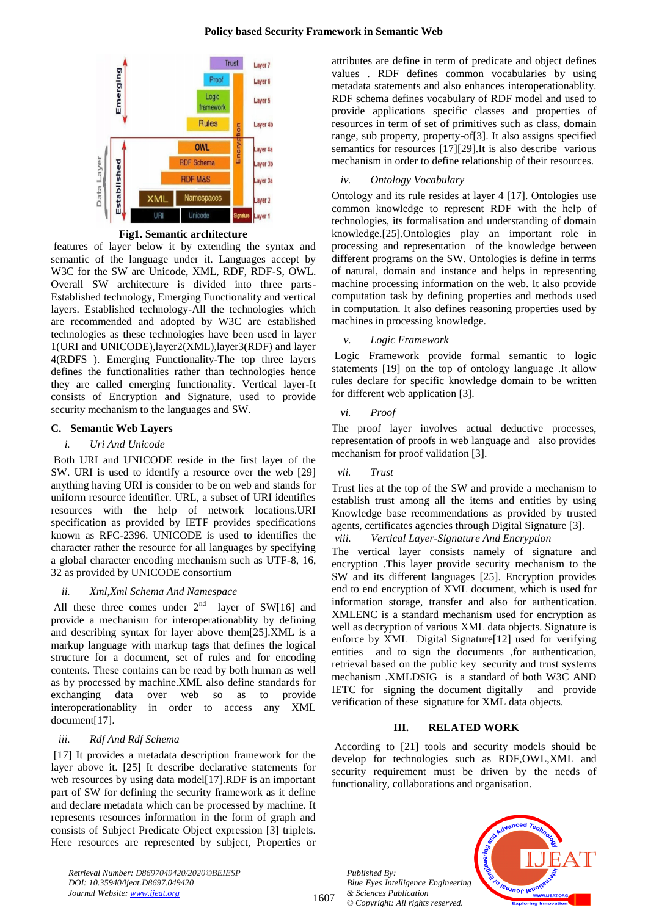**Fig1. Semantic architecture**

features of layer below it by extending the syntax and semantic of the language under it. Languages accept by W3C for the SW are Unicode, XML, RDF, RDF-S, OWL. Overall SW architecture is divided into three parts-Established technology, Emerging Functionality and vertical layers. Established technology-All the technologies which are recommended and adopted by W3C are established technologies as these technologies have been used in layer 1(URI and UNICODE),layer2(XML),layer3(RDF) and layer 4(RDFS ). Emerging Functionality-The top three layers defines the functionalities rather than technologies hence they are called emerging functionality. Vertical layer-It consists of Encryption and Signature, used to provide security mechanism to the languages and SW.

### C. Semantic Web Layers

*i. Uri And Unicode*

Both URI and UNICODE reside in the first layer of the SW. URI is used to identify a resource over the web [29] anything having URI is consider to be on web and stands for uniform resource identifier. URL, a subset of URI identifies resources with the help of network locations.URI specification as provided by IETF provides specifications known as RFC-2396. UNICODE is used to identifies the character rather the resource for all languages by specifying a global character encoding mechanism such as UTF-8, 16, 32 as provided by UNICODE consortium

*ii. Xml,Xml Schema And Namespace*

All these three comes under 2nd layer of SW[16] and provide a mechanism for interoperationablity by defining and describing syntax for layer above them[25].XML is a markup language with markup tags that defines the logical structure for a document, set of rules and for encoding contents. These contains can be read by both human as well as by processed by machine.XML also define standards for exchanging data over web so as to provide interoperationablity in order to access any XML document[17].

*iii. Rdf And Rdf Schema*

[17] It provides a metadata description framework for the layer above it. [25] It describe declarative statements for web resources by using data model[17].RDF is an important part of SW for defining the security framework as it define and declare metadata which can be processed by machine. It represents resources information in the form of graph and consists of Subject Predicate Object expression [3] triplets. Here resources are represented by subject, Properties or attributes are define in term of predicate and object defines values . RDF defines common vocabularies by using metadata statements and also enhances interoperationablity. RDF schema defines vocabulary of RDF model and used to provide applications specific classes and properties of resources in term of set of primitives such as class, domain range, sub property, property-of[3]. It also assigns specified semantics for resources [17][29].It is also describe various mechanism in order to define relationship of their resources.

*iv. Ontology Vocabulary*

Ontology and its rule resides at layer 4 [17]. Ontologies use common knowledge to represent RDF with the help of technologies, its formalisation and understanding of domain knowledge.[25].Ontologies play an important role in processing and representation of the knowledge between different programs on the SW. Ontologies is define in terms of natural, domain and instance and helps in representing machine processing information on the web. It also provide computation task by defining properties and methods used in computation. It also defines reasoning properties used by machines in processing knowledge.

*v. Logic Framework*

Logic Framework provide formal semantic to logic statements [19] on the top of ontology language .It allow rules declare for specific knowledge domain to be written for different web application [3].

*vi. Proof*

The proof layer involves actual deductive processes, representation of proofs in web language and also provides mechanism for proof validation [3].

*vii. Trust*

Trust lies at the top of the SW and provide a mechanism to establish trust among all the items and entities by using Knowledge base recommendations as provided by trusted agents, certificates agencies through Digital Signature [3].

*viii. Vertical Layer-Signature And Encryption*

The vertical layer consists namely of signature and encryption .This layer provide security mechanism to the SW and its different languages [25]. Encryption provides end to end encryption of XML document, which is used for information storage, transfer and also for authentication. XMLENC is a standard mechanism used for encryption as well as decryption of various XML data objects. Signature is enforce by XML Digital Signature[12] used for verifying entities and to sign the documents ,for authentication, retrieval based on the public key security and trust systems mechanism .XMLDSIG is a standard of both W3C AND IETC for signing the document digitally and provide verification of these signature for XML data objects.

## III. RELATED WORK

According to [21] tools and security models should be develop for technologies such as RDF,OWL,XML and security requirement must be driven by the needs of functionality, collaborations and organisation.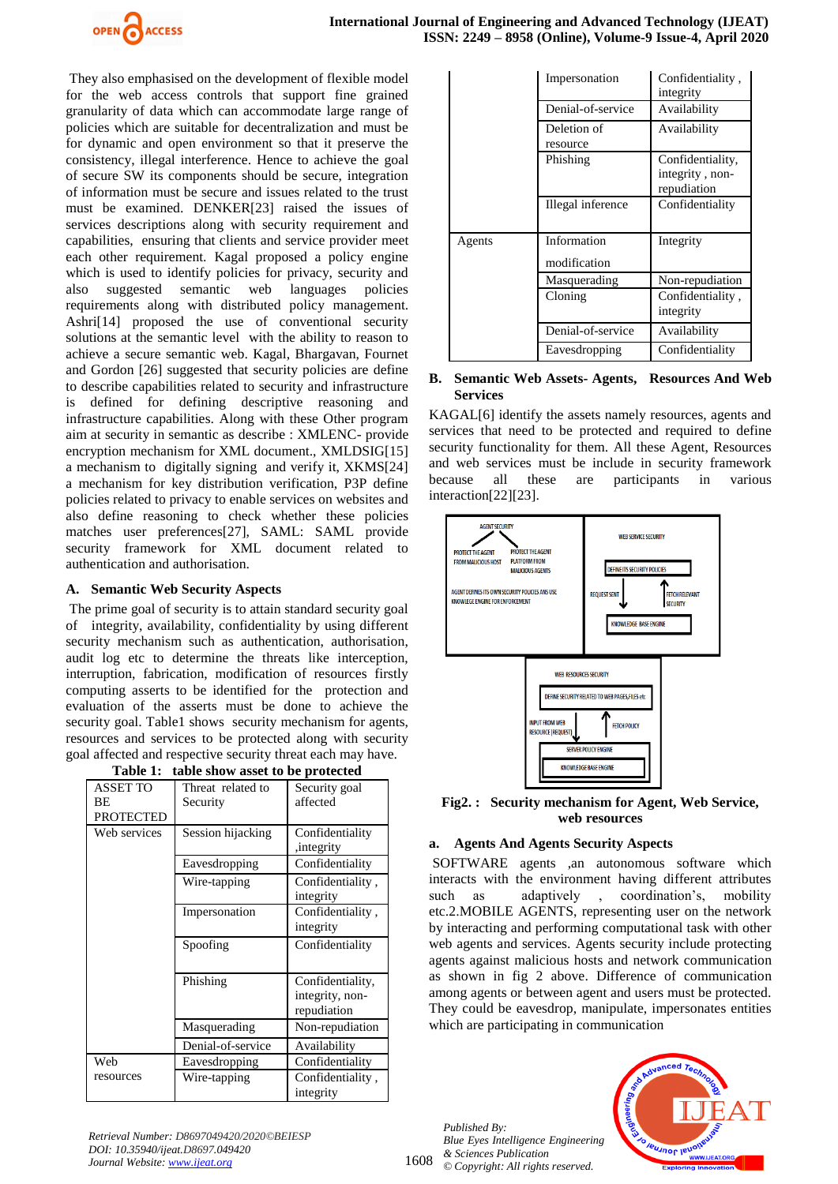They also emphasised on the development of flexible model for the web access controls that support fine grained granularity of data which can accommodate large range of policies which are suitable for decentralization and must be for dynamic and open environment so that it preserve the consistency, illegal interference. Hence to achieve the goal of secure SW its components should be secure, integration of information must be secure and issues related to the trust must be examined. DENKER[23] raised the issues of services descriptions along with security requirement and capabilities, ensuring that clients and service provider meet each other requirement. Kagal proposed a policy engine which is used to identify policies for privacy, security and also suggested semantic web languages policies requirements along with distributed policy management. Ashri[14] proposed the use of conventional security solutions at the semantic level with the ability to reason to achieve a secure semantic web. Kagal, Bhargavan, Fournet and Gordon [26] suggested that security policies are define to describe capabilities related to security and infrastructure is defined for defining descriptive reasoning and infrastructure capabilities. Along with these Other program aim at security in semantic as describe : XMLENC- provide encryption mechanism for XML document., XMLDSIG[15] a mechanism to digitally signing and verify it, XKMS[24] a mechanism for key distribution verification, P3P define policies related to privacy to enable services on websites and also define reasoning to check whether these policies matches user preferences[27], SAML: SAML provide security framework for XML document related to authentication and authorisation.

## A. Semantic Web Security Aspects

The prime goal of security is to attain standard security goal of integrity, availability, confidentiality by using different security mechanism such as authentication, authorisation, audit log etc to determine the threats like interception, interruption, fabrication, modification of resources firstly computing asserts to be identified for the protection and evaluation of the asserts must be done to achieve the security goal. Table1 shows security mechanism for agents, resources and services to be protected along with security goal affected and respective security threat each may have.

**Table 1: table show asset to be protected**

| ASSET TO BE PROTECTED | Threat related to Security | Security goal affected |
|---|---|---|
| Web services | Session hijacking | Confidentiality ,integrity |
| | Eavesdropping | Confidentiality |
| | Wire-tapping | Confidentiality , integrity |
| | Impersonation | Confidentiality , integrity |
| | Spoofing | Confidentiality |
| | Phishing | Confidentiality, integrity, non-repudiation |
| | Masquerading | Non-repudiation |
| | Denial-of-service | Availability |
| Web resources | Eavesdropping | Confidentiality |
| | Wire-tapping | Confidentiality , integrity |
| | Impersonation | Confidentiality , integrity |
| | Denial-of-service | Availability |
| | Deletion of resource | Availability |
| | Phishing | Confidentiality, integrity , non-repudiation |
| | Illegal inference | Confidentiality |
| Agents | Information modification | Integrity |
| | Masquerading | Non-repudiation |
| | Cloning | Confidentiality , integrity |
| | Denial-of-service | Availability |
| | Eavesdropping | Confidentiality |

## B. Semantic Web Assets- Agents, Resources And Web Services

KAGAL[6] identify the assets namely resources, agents and services that need to be protected and required to define security functionality for them. All these Agent, Resources and web services must be include in security framework because all these are participants in various interaction[22][23].

**Fig2. : Security mechanism for Agent, Web Service, web resources**

### a. Agents And Agents Security Aspects

SOFTWARE agents ,an autonomous software which interacts with the environment having different attributes such as adaptively , coordination's, mobility etc.2.MOBILE AGENTS, representing user on the network by interacting and performing computational task with other web agents and services. Agents security include protecting agents against malicious hosts and network communication as shown in fig 2 above. Difference of communication among agents or between agent and users must be protected. They could be eavesdrop, manipulate, impersonates entities which are participating in communication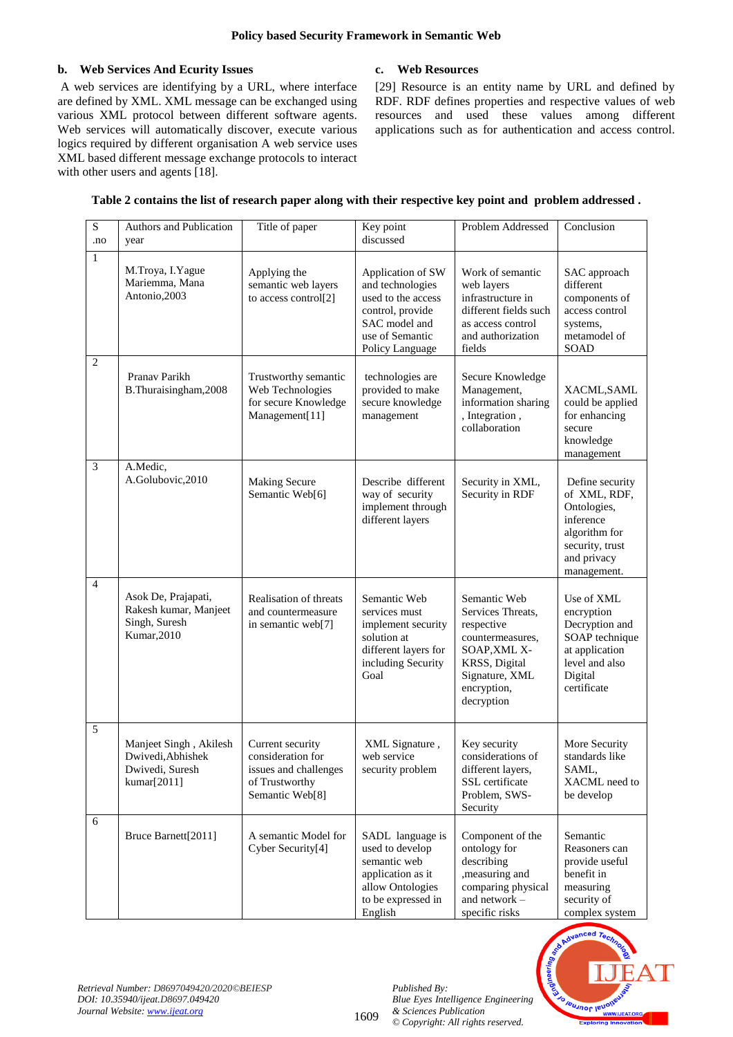### b. Web Services And Ecurity Issues

A web services are identifying by a URL, where interface are defined by XML. XML message can be exchanged using various XML protocol between different software agents. Web services will automatically discover, execute various logics required by different organisation A web service uses XML based different message exchange protocols to interact with other users and agents [18].

### c. Web Resources

[29] Resource is an entity name by URL and defined by RDF. RDF defines properties and respective values of web resources and used these values among different applications such as for authentication and access control.

**Table 2 contains the list of research paper along with their respective key point and problem addressed .**

| S .no | Authors and Publication year | Title of paper | Key point discussed | Problem Addressed | Conclusion |
|---|---|---|---|---|---|
| 1 | M.Troya, I.Yague Mariemma, Mana Antonio,2003 | Applying the semantic web layers to access control[2] | Application of SW and technologies used to the access control, provide SAC model and use of Semantic Policy Language | Work of semantic web layers infrastructure in different fields such as access control and authorization fields | SAC approach different components of access control systems, metamodel of SOAD |
| 2 | Pranav Parikh B.Thuraisingham,2008 | Trustworthy semantic Web Technologies for secure Knowledge Management[11] | technologies are provided to make secure knowledge management | Secure Knowledge Management, information sharing , Integration , collaboration | XACML,SAML could be applied for enhancing secure knowledge management |
| 3 | A.Medic, A.Golubovic,2010 | Making Secure Semantic Web[6] | Describe different way of security implement through different layers | Security in XML, Security in RDF | Define security of XML, RDF, Ontologies, inference algorithm for security, trust and privacy management. |
| 4 | Asok De, Prajapati, Rakesh kumar, Manjeet Singh, Suresh Kumar,2010 | Realisation of threats and countermeasure in semantic web[7] | Semantic Web services must implement security solution at different layers for including Security Goal | Semantic Web Services Threats, respective countermeasures, SOAP,XML X-KRSS, Digital Signature, XML encryption, decryption | Use of XML encryption Decryption and SOAP technique at application level and also Digital certificate |
| 5 | Manjeet Singh , Akilesh Dwivedi,Abhishek Dwivedi, Suresh kumar[2011] | Current security consideration for issues and challenges of Trustworthy Semantic Web[8] | XML Signature , web service security problem | Key security considerations of different layers, SSL certificate Problem, SWS-Security | More Security standards like SAML, XACML need to be develop |
| 6 | Bruce Barnett[2011] | A semantic Model for Cyber Security[4] | SADL language is used to develop semantic web application as it allow Ontologies to be expressed in English | Component of the ontology for describing ,measuring and comparing physical and network – specific risks | Semantic Reasoners can provide useful benefit in measuring security of complex system |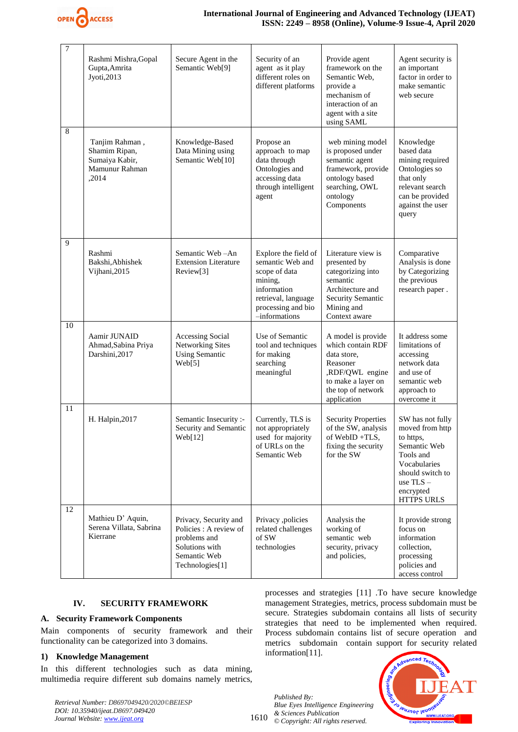| 7 | Rashmi Mishra,Gopal Gupta,Amrita Jyoti,2013 | Secure Agent in the Semantic Web[9] | Security of an agent as it play different roles on different platforms | Provide agent framework on the Semantic Web, provide a mechanism of interaction of an agent with a site using SAML | Agent security is an important factor in order to make semantic web secure |
|---|---|---|---|---|---|
| 8 | Tanjim Rahman , Shamim Ripan, Sumaiya Kabir, Mamunur Rahman ,2014 | Knowledge-Based Data Mining using Semantic Web[10] | Propose an approach to map data through Ontologies and accessing data through intelligent agent | web mining model is proposed under semantic agent framework, provide ontology based searching, OWL ontology Components | Knowledge based data mining required Ontologies so that only relevant search can be provided against the user query |
| 9 | Rashmi Bakshi,Abhishek Vijhani,2015 | Semantic Web –An Extension Literature Review[3] | Explore the field of semantic Web and scope of data mining, information retrieval, language processing and bio –informations | Literature view is presented by categorizing into semantic Architecture and Security Semantic Mining and Context aware | Comparative Analysis is done by Categorizing the previous research paper . |
| 10 | Aamir JUNAID Ahmad,Sabina Priya Darshini,2017 | Accessing Social Networking Sites Using Semantic Web[5] | Use of Semantic tool and techniques for making searching meaningful | A model is provide which contain RDF data store, Reasoner ,RDF/QWL engine to make a layer on the top of network application | It address some limitations of accessing network data and use of semantic web approach to overcome it |
| 11 | H. Halpin,2017 | Semantic Insecurity :- Security and Semantic Web[12] | Currently, TLS is not appropriately used for majority of URLs on the Semantic Web | Security Properties of the SW, analysis of WebID +TLS, fixing the security for the SW | SW has not fully moved from http to https, Semantic Web Tools and Vocabularies should switch to use TLS – encrypted HTTPS URLS |
| 12 | Mathieu D' Aquin, Serena Villata, Sabrina Kierrane | Privacy, Security and Policies : A review of problems and Solutions with Semantic Web Technologies[1] | Privacy ,policies related challenges of SW technologies | Analysis the working of semantic web security, privacy and policies, | It provide strong focus on information collection, processing policies and access control |

## IV. SECURITY FRAMEWORK

### A. Security Framework Components

Main components of security framework and their functionality can be categorized into 3 domains.

#### 1) Knowledge Management

In this different technologies such as data mining, multimedia require different sub domains namely metrics, processes and strategies [11] .To have secure knowledge management Strategies, metrics, process subdomain must be secure. Strategies subdomain contains all lists of security strategies that need to be implemented when required. Process subdomain contains list of secure operation and metrics subdomain contain support for security related information[11].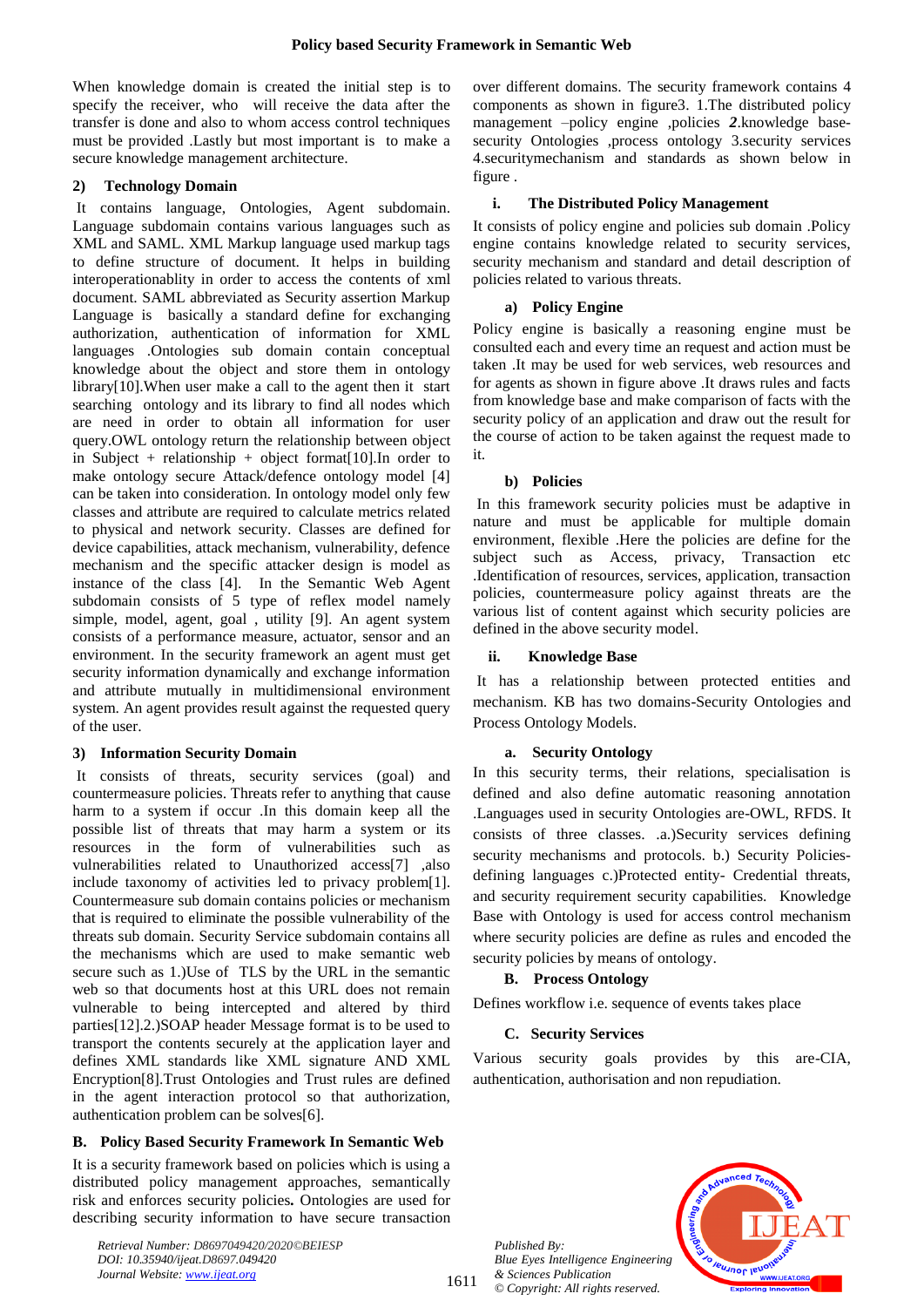When knowledge domain is created the initial step is to specify the receiver, who will receive the data after the transfer is done and also to whom access control techniques must be provided .Lastly but most important is to make a secure knowledge management architecture.

#### 2) Technology Domain

It contains language, Ontologies, Agent subdomain. Language subdomain contains various languages such as XML and SAML. XML Markup language used markup tags to define structure of document. It helps in building interoperationablity in order to access the contents of xml document. SAML abbreviated as Security assertion Markup Language is basically a standard define for exchanging authorization, authentication of information for XML languages .Ontologies sub domain contain conceptual knowledge about the object and store them in ontology library[10].When user make a call to the agent then it start searching ontology and its library to find all nodes which are need in order to obtain all information for user query.OWL ontology return the relationship between object in Subject + relationship + object format[10].In order to make ontology secure Attack/defence ontology model [4] can be taken into consideration. In ontology model only few classes and attribute are required to calculate metrics related to physical and network security. Classes are defined for device capabilities, attack mechanism, vulnerability, defence mechanism and the specific attacker design is model as instance of the class [4]. In the Semantic Web Agent subdomain consists of 5 type of reflex model namely simple, model, agent, goal , utility [9]. An agent system consists of a performance measure, actuator, sensor and an environment. In the security framework an agent must get security information dynamically and exchange information and attribute mutually in multidimensional environment system. An agent provides result against the requested query of the user.

#### 3) Information Security Domain

It consists of threats, security services (goal) and countermeasure policies. Threats refer to anything that cause harm to a system if occur .In this domain keep all the possible list of threats that may harm a system or its resources in the form of vulnerabilities such as vulnerabilities related to Unauthorized access[7] ,also include taxonomy of activities led to privacy problem[1]. Countermeasure sub domain contains policies or mechanism that is required to eliminate the possible vulnerability of the threats sub domain. Security Service subdomain contains all the mechanisms which are used to make semantic web secure such as 1.)Use of TLS by the URL in the semantic web so that documents host at this URL does not remain vulnerable to being intercepted and altered by third parties[12].2.)SOAP header Message format is to be used to transport the contents securely at the application layer and defines XML standards like XML signature AND XML Encryption[8].Trust Ontologies and Trust rules are defined in the agent interaction protocol so that authorization, authentication problem can be solves[6].

### B. Policy Based Security Framework In Semantic Web

It is a security framework based on policies which is using a distributed policy management approaches, semantically risk and enforces security policies**.** Ontologies are used for describing security information to have secure transaction over different domains. The security framework contains 4 components as shown in figure3. 1.The distributed policy management –policy engine ,policies ***2***.knowledge base-security Ontologies ,process ontology 3.security services 4.securitymechanism and standards as shown below in figure .

#### i. The Distributed Policy Management

It consists of policy engine and policies sub domain .Policy engine contains knowledge related to security services, security mechanism and standard and detail description of policies related to various threats.

##### a) Policy Engine

Policy engine is basically a reasoning engine must be consulted each and every time an request and action must be taken .It may be used for web services, web resources and for agents as shown in figure above .It draws rules and facts from knowledge base and make comparison of facts with the security policy of an application and draw out the result for the course of action to be taken against the request made to it.

##### b) Policies

In this framework security policies must be adaptive in nature and must be applicable for multiple domain environment, flexible .Here the policies are define for the subject such as Access, privacy, Transaction etc .Identification of resources, services, application, transaction policies, countermeasure policy against threats are the various list of content against which security policies are defined in the above security model.

#### ii. Knowledge Base

It has a relationship between protected entities and mechanism. KB has two domains-Security Ontologies and Process Ontology Models.

##### a. Security Ontology

In this security terms, their relations, specialisation is defined and also define automatic reasoning annotation .Languages used in security Ontologies are-OWL, RFDS. It consists of three classes. .a.)Security services defining security mechanisms and protocols. b.) Security Policies-defining languages c.)Protected entity- Credential threats, and security requirement security capabilities. Knowledge Base with Ontology is used for access control mechanism where security policies are define as rules and encoded the security policies by means of ontology.

### B. Process Ontology

Defines workflow i.e. sequence of events takes place

### C. Security Services

Various security goals provides by this are-CIA, authentication, authorisation and non repudiation.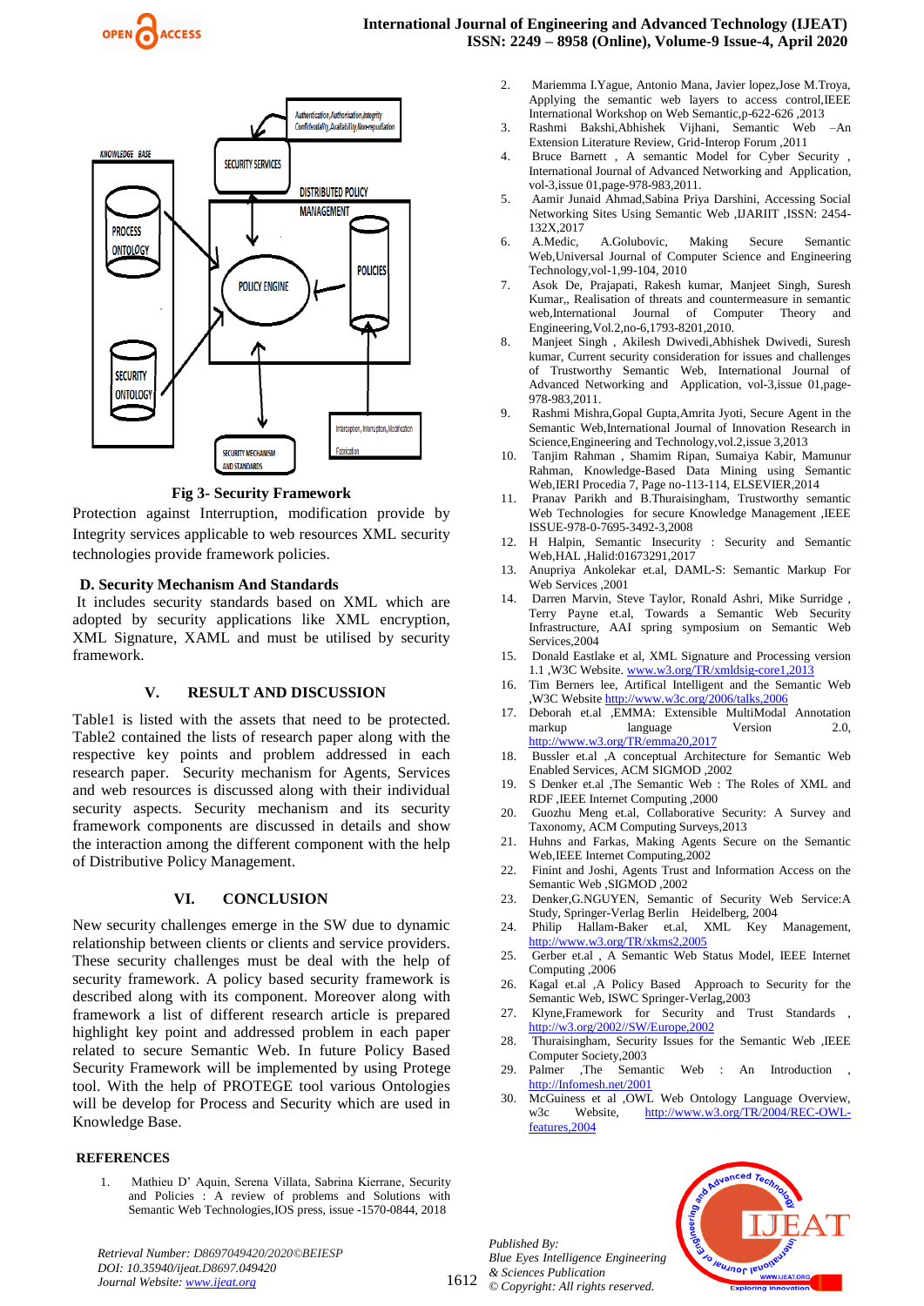Fig 3- Security Framework

Protection against Interruption, modification provide by Integrity services applicable to web resources XML security technologies provide framework policies.

### D. Security Mechanism And Standards

It includes security standards based on XML which are adopted by security applications like XML encryption, XML Signature, XAML and must be utilised by security framework.

## V. RESULT AND DISCUSSION

Table1 is listed with the assets that need to be protected. Table2 contained the lists of research paper along with the respective key points and problem addressed in each research paper. Security mechanism for Agents, Services and web resources is discussed along with their individual security aspects. Security mechanism and its security framework components are discussed in details and show the interaction among the different component with the help of Distributive Policy Management.

## VI. CONCLUSION

New security challenges emerge in the SW due to dynamic relationship between clients or clients and service providers. These security challenges must be deal with the help of security framework. A policy based security framework is described along with its component. Moreover along with framework a list of different research article is prepared highlight key point and addressed problem in each paper related to secure Semantic Web. In future Policy Based Security Framework will be implemented by using Protege tool. With the help of PROTEGE tool various Ontologies will be develop for Process and Security which are used in Knowledge Base.

## REFERENCES

1. Mathieu D' Aquin, Serena Villata, Sabrina Kierrane, Security and Policies : A review of problems and Solutions with Semantic Web Technologies,IOS press, issue -1570-0844, 2018
2. Mariemma I.Yague, Antonio Mana, Javier lopez,Jose M.Troya, Applying the semantic web layers to access control,IEEE International Workshop on Web Semantic,p-622-626 ,2013
3. Rashmi Bakshi,Abhishek Vijhani, Semantic Web –An Extension Literature Review, Grid-Interop Forum ,2011
4. Bruce Barnett , A semantic Model for Cyber Security , International Journal of Advanced Networking and Application, vol-3,issue 01,page-978-983,2011.
5. Aamir Junaid Ahmad,Sabina Priya Darshini, Accessing Social Networking Sites Using Semantic Web ,IJARIIT ,ISSN: 2454-132X,2017
6. A.Medic, A.Golubovic, Making Secure Semantic Web,Universal Journal of Computer Science and Engineering Technology,vol-1,99-104, 2010
7. Asok De, Prajapati, Rakesh kumar, Manjeet Singh, Suresh Kumar,, Realisation of threats and countermeasure in semantic web,International Journal of Computer Theory and Engineering,Vol.2,no-6,1793-8201,2010.
8. Manjeet Singh , Akilesh Dwivedi,Abhishek Dwivedi, Suresh kumar, Current security consideration for issues and challenges of Trustworthy Semantic Web, International Journal of Advanced Networking and Application, vol-3,issue 01,page-978-983,2011.
9. Rashmi Mishra,Gopal Gupta,Amrita Jyoti, Secure Agent in the Semantic Web,International Journal of Innovation Research in Science,Engineering and Technology,vol.2,issue 3,2013
10. Tanjim Rahman , Shamim Ripan, Sumaiya Kabir, Mamunur Rahman, Knowledge-Based Data Mining using Semantic Web,IERI Procedia 7, Page no-113-114, ELSEVIER,2014
11. Pranav Parikh and B.Thuraisingham, Trustworthy semantic Web Technologies for secure Knowledge Management ,IEEE ISSUE-978-0-7695-3492-3,2008
12. H Halpin, Semantic Insecurity : Security and Semantic Web,HAL ,Halid:01673291,2017
13. Anupriya Ankolekar et.al, DAML-S: Semantic Markup For Web Services ,2001
14. Darren Marvin, Steve Taylor, Ronald Ashri, Mike Surridge , Terry Payne et.al, Towards a Semantic Web Security Infrastructure, AAI spring symposium on Semantic Web Services,2004
15. Donald Eastlake et al, XML Signature and Processing version 1.1 ,W3C Website. www.w3.org/TR/xmldsig-core1,2013
16. Tim Berners lee, Artifical Intelligent and the Semantic Web ,W3C Website http://www.w3c.org/2006/talks,2006
17. Deborah et.al ,EMMA: Extensible MultiModal Annotation markup language Version 2.0, http://www.w3.org/TR/emma20,2017
18. Bussler et.al ,A conceptual Architecture for Semantic Web Enabled Services, ACM SIGMOD ,2002
19. S Denker et.al ,The Semantic Web : The Roles of XML and RDF ,IEEE Internet Computing ,2000
20. Guozhu Meng et.al, Collaborative Security: A Survey and Taxonomy, ACM Computing Surveys,2013
21. Huhns and Farkas, Making Agents Secure on the Semantic Web,IEEE Internet Computing,2002
22. Finint and Joshi, Agents Trust and Information Access on the Semantic Web ,SIGMOD ,2002
23. Denker,G.NGUYEN, Semantic of Security Web Service:A Study, Springer-Verlag Berlin Heidelberg, 2004
24. Philip Hallam-Baker et.al, XML Key Management, http://www.w3.org/TR/xkms2,2005
25. Gerber et.al , A Semantic Web Status Model, IEEE Internet Computing ,2006
26. Kagal et.al ,A Policy Based Approach to Security for the Semantic Web, ISWC Springer-Verlag,2003
27. Klyne,Framework for Security and Trust Standards , http://w3.org/2002//SW/Europe,2002
28. Thuraisingham, Security Issues for the Semantic Web ,IEEE Computer Society,2003
29. Palmer ,The Semantic Web : An Introduction , http://Infomesh.net/2001
30. McGuiness et al ,OWL Web Ontology Language Overview, w3c Website, http://www.w3.org/TR/2004/REC-OWL-features,2004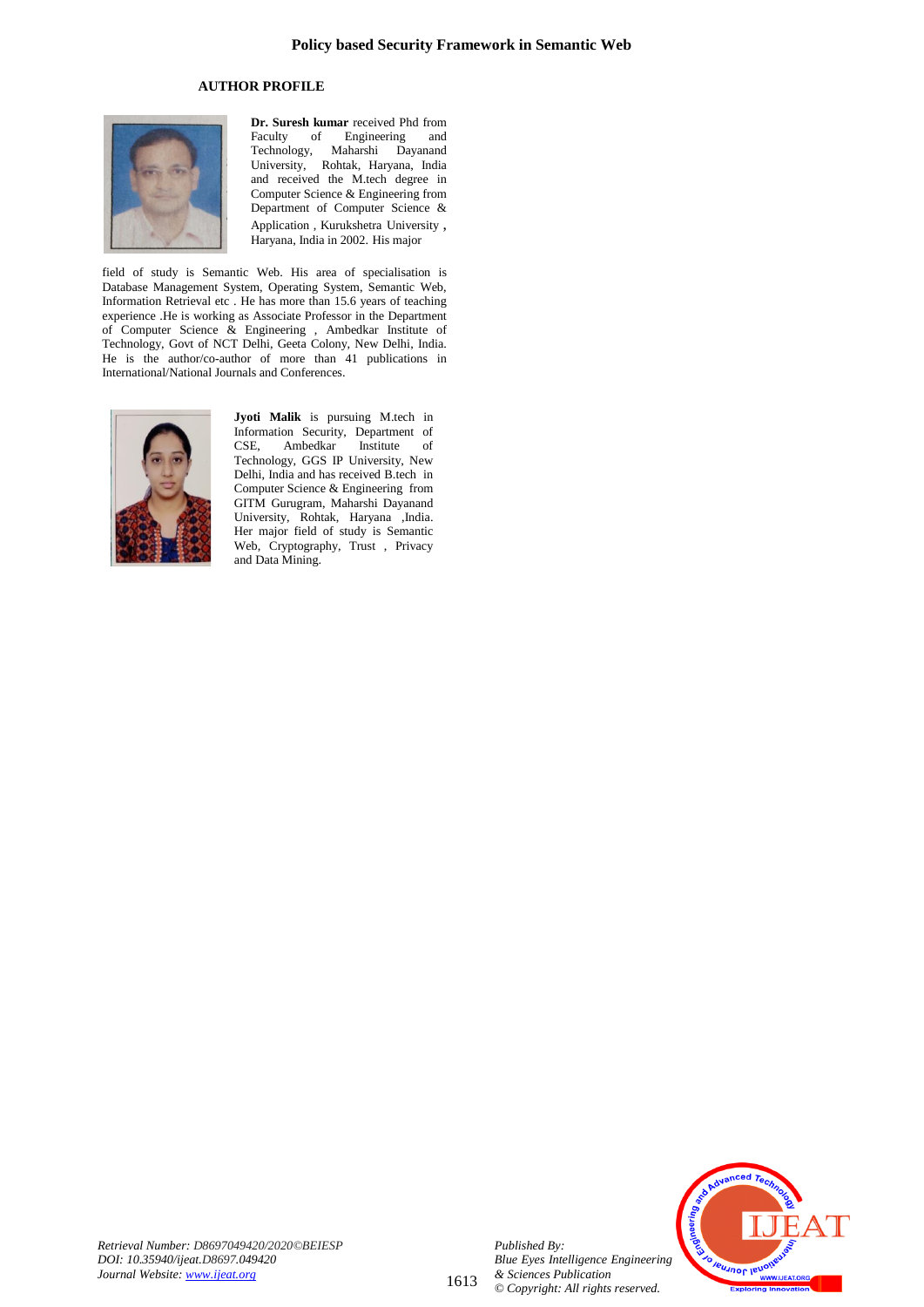## AUTHOR PROFILE

**Dr. Suresh kumar** received Phd from Faculty of Engineering and Technology, Maharshi Dayanand University, Rohtak, Haryana, India and received the M.tech degree in Computer Science & Engineering from Department of Computer Science & Application , Kurukshetra University , Haryana, India in 2002. His major field of study is Semantic Web. His area of specialisation is Database Management System, Operating System, Semantic Web, Information Retrieval etc . He has more than 15.6 years of teaching experience .He is working as Associate Professor in the Department of Computer Science & Engineering , Ambedkar Institute of Technology, Govt of NCT Delhi, Geeta Colony, New Delhi, India. He is the author/co-author of more than 41 publications in International/National Journals and Conferences.

**Jyoti Malik** is pursuing M.tech in Information Security, Department of CSE, Ambedkar Institute of Technology, GGS IP University, New Delhi, India and has received B.tech in Computer Science & Engineering from GITM Gurugram, Maharshi Dayanand University, Rohtak, Haryana ,India. Her major field of study is Semantic Web, Cryptography, Trust , Privacy and Data Mining.